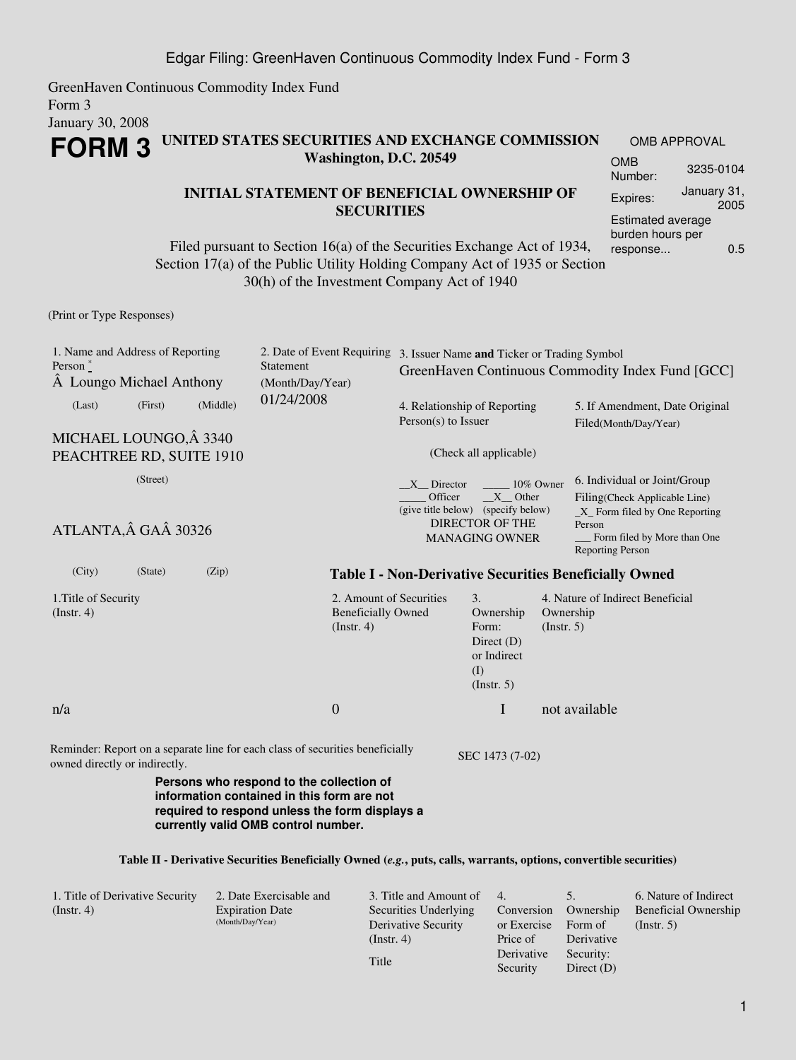GreenHaven Continuous Commodity Index Fund
Form 3
January 30, 2008

# FORM 3

**UNITED STATES SECURITIES AND EXCHANGE COMMISSION**
**Washington, D.C. 20549**

**INITIAL STATEMENT OF BENEFICIAL OWNERSHIP OF SECURITIES**

Filed pursuant to Section 16(a) of the Securities Exchange Act of 1934, Section 17(a) of the Public Utility Holding Company Act of 1935 or Section 30(h) of the Investment Company Act of 1940

| OMB APPROVAL | |
|---|---|
| OMB Number: | 3235-0104 |
| Expires: | January 31, 2005 |
| Estimated average burden hours per response... | 0.5 |

(Print or Type Responses)

1. Name and Address of Reporting Person *
Â Loungo Michael Anthony
(Last) (First) (Middle)

MICHAEL LOUNGO,Â 3340 PEACHTREE RD, SUITE 1910
(Street)

ATLANTA,Â GAÂ 30326
(City) (State) (Zip)

2. Date of Event Requiring Statement (Month/Day/Year)
01/24/2008

3. Issuer Name **and** Ticker or Trading Symbol
GreenHaven Continuous Commodity Index Fund [GCC]

4. Relationship of Reporting Person(s) to Issuer
(Check all applicable)

\_\_X\_\_ Director
\_\_\_\_\_ 10% Owner
\_\_\_\_\_ Officer (give title below)
\_\_X\_\_ Other (specify below)
DIRECTOR OF THE MANAGING OWNER

5. If Amendment, Date Original Filed(Month/Day/Year)

6. Individual or Joint/Group Filing(Check Applicable Line)
\_X\_ Form filed by One Reporting Person
\_\_\_ Form filed by More than One Reporting Person

**Table I - Non-Derivative Securities Beneficially Owned**

| 1.Title of Security (Instr. 4) | 2. Amount of Securities Beneficially Owned (Instr. 4) | 3. Ownership Form: Direct (D) or Indirect (I) (Instr. 5) | 4. Nature of Indirect Beneficial Ownership (Instr. 5) |
|---|---|---|---|
| n/a | 0 | I | not available |

Reminder: Report on a separate line for each class of securities beneficially owned directly or indirectly.

SEC 1473 (7-02)

**Persons who respond to the collection of information contained in this form are not required to respond unless the form displays a currently valid OMB control number.**

**Table II - Derivative Securities Beneficially Owned (*e.g.*, puts, calls, warrants, options, convertible securities)**

| 1. Title of Derivative Security (Instr. 4) | 2. Date Exercisable and Expiration Date (Month/Day/Year) | 3. Title and Amount of Securities Underlying Derivative Security (Instr. 4) | 4. Conversion or Exercise Price of Derivative Security | 5. Ownership Form of Derivative Security: Direct (D) | 6. Nature of Indirect Beneficial Ownership (Instr. 5) |
|---|---|---|---|---|---|
| | | Title | | | |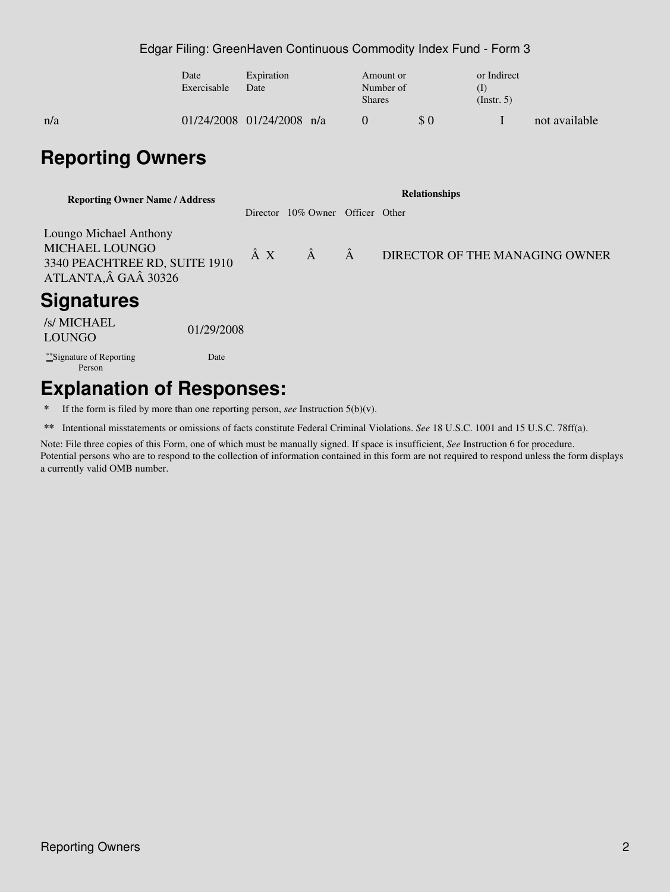| | Date Exercisable | Expiration Date | | Amount or Number of Shares | | or Indirect (I) (Instr. 5) | |
|---|---|---|---|---|---|---|---|
| n/a | 01/24/2008 | 01/24/2008 | n/a | 0 | $ 0 | I | not available |

## Reporting Owners

| Reporting Owner Name / Address | Relationships | | | |
|---|---|---|---|---|
| | Director | 10% Owner | Officer | Other |
| Loungo Michael Anthony<br>MICHAEL LOUNGO<br>3340 PEACHTREE RD, SUITE 1910<br>ATLANTA, GA 30326 | X | | | DIRECTOR OF THE MANAGING OWNER |

## Signatures

| | |
|---|---|
| /s/ MICHAEL LOUNGO | 01/29/2008 |
| **Signature of Reporting Person | Date |

## Explanation of Responses:

\* If the form is filed by more than one reporting person, *see* Instruction 5(b)(v).

\*\* Intentional misstatements or omissions of facts constitute Federal Criminal Violations. *See* 18 U.S.C. 1001 and 15 U.S.C. 78ff(a).

Note: File three copies of this Form, one of which must be manually signed. If space is insufficient, *See* Instruction 6 for procedure.
Potential persons who are to respond to the collection of information contained in this form are not required to respond unless the form displays a currently valid OMB number.